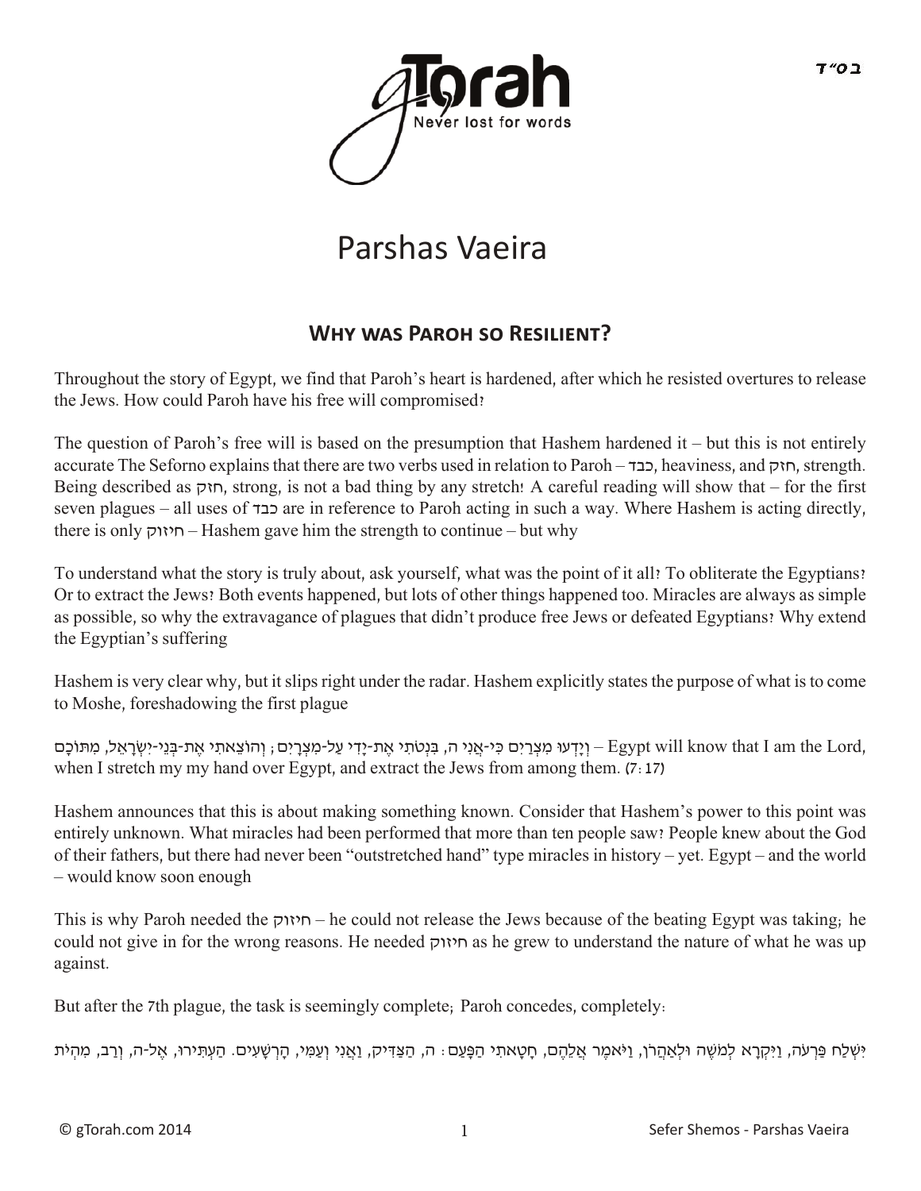בס״ד

# Parshas Vaeira

## Why was Paroh so Resilient?

Throughout the story of Egypt, we find that Paroh's heart is hardened, after which he resisted overtures to release the Jews. How could Paroh have his free will compromised?

The question of Paroh's free will is based on the presumption that Hashem hardened it – but this is not entirely accurate The Seforno explains that there are two verbs used in relation to Paroh – כבד, heaviness, and חזק, strength. Being described as חזק, strong, is not a bad thing by any stretch! A careful reading will show that – for the first seven plagues – all uses of כבד are in reference to Paroh acting in such a way. Where Hashem is acting directly, there is only חיזוק – Hashem gave him the strength to continue – but why

To understand what the story is truly about, ask yourself, what was the point of it all? To obliterate the Egyptians? Or to extract the Jews? Both events happened, but lots of other things happened too. Miracles are always as simple as possible, so why the extravagance of plagues that didn't produce free Jews or defeated Egyptians? Why extend the Egyptian's suffering

Hashem is very clear why, but it slips right under the radar. Hashem explicitly states the purpose of what is to come to Moshe, foreshadowing the first plague

וְיָדְעוּ מִצְרַיִם כִּי-אֲנִי ה, בִּנְטֹתִי אֶת-יָדִי עַל-מִצְרָיִם; וְהוֹצֵאתִי אֶת-בְּנֵי-יִשְׂרָאֵל, מִתּוֹכָם – Egypt will know that I am the Lord, when I stretch my my hand over Egypt, and extract the Jews from among them. (7:17)

Hashem announces that this is about making something known. Consider that Hashem's power to this point was entirely unknown. What miracles had been performed that more than ten people saw? People knew about the God of their fathers, but there had never been "outstretched hand" type miracles in history – yet. Egypt – and the world – would know soon enough

This is why Paroh needed the חיזוק – he could not release the Jews because of the beating Egypt was taking; he could not give in for the wrong reasons. He needed חיזוק as he grew to understand the nature of what he was up against.

But after the 7th plague, the task is seemingly complete; Paroh concedes, completely:

וַיִּשְׁלַח פַּרְעֹה, וַיִּקְרָא לְמֹשֶׁה וּלְאַהֲרֹן, וַיֹּאמֶר אֲלֵהֶם, חָטָאתִי הַפָּעַם: ה, הַצַּדִּיק, וַאֲנִי וְעַמִּי, הָרְשָׁעִים. הַעְתִּירוּ, אֶל-ה, וְרַב, מִהְיֹת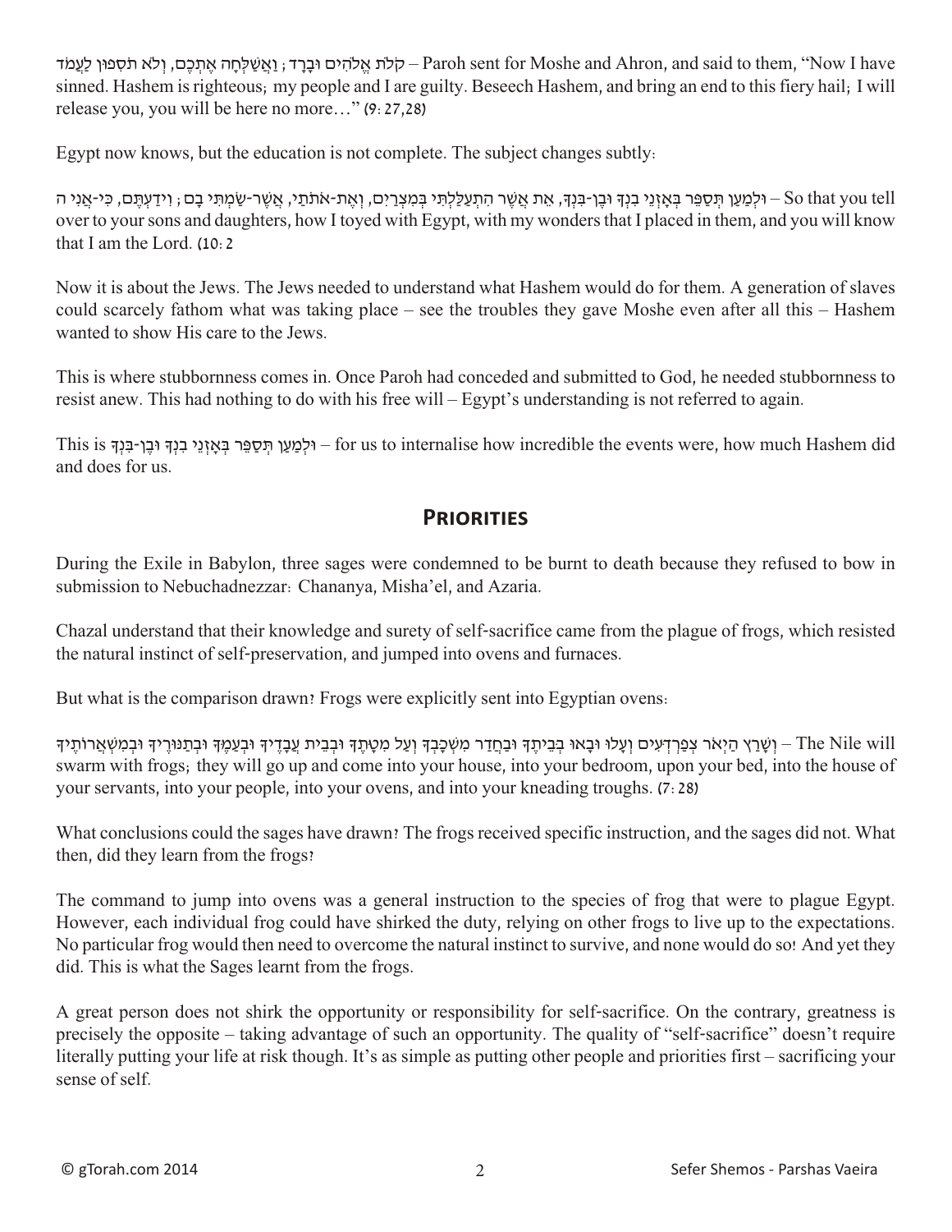קֹלֹת אֱלֹהִים וּבָרָד; וַאֲשַׁלְּחָה אֶתְכֶם, וְלֹא תֹסִפוּן לַעֲמֹד – Paroh sent for Moshe and Ahron, and said to them, "Now I have sinned. Hashem is righteous; my people and I are guilty. Beseech Hashem, and bring an end to this fiery hail; I will release you, you will be here no more…" (9:27,28)

Egypt now knows, but the education is not complete. The subject changes subtly:

וּלְמַעַן תְּסַפֵּר בְּאָזְנֵי בִנְךָ וּבֶן-בִּנְךָ, אֵת אֲשֶׁר הִתְעַלַּלְתִּי בְּמִצְרַיִם, וְאֶת-אֹתֹתַי, אֲשֶׁר-שַׂמְתִּי בָם; וִידַעְתֶּם, כִּי-אֲנִי ה – So that you tell over to your sons and daughters, how I toyed with Egypt, with my wonders that I placed in them, and you will know that I am the Lord. (10:2

Now it is about the Jews. The Jews needed to understand what Hashem would do for them. A generation of slaves could scarcely fathom what was taking place – see the troubles they gave Moshe even after all this – Hashem wanted to show His care to the Jews.

This is where stubbornness comes in. Once Paroh had conceded and submitted to God, he needed stubbornness to resist anew. This had nothing to do with his free will – Egypt's understanding is not referred to again.

This is וּלְמַעַן תְּסַפֵּר בְּאָזְנֵי בִנְךָ וּבֶן-בִּנְךָ – for us to internalise how incredible the events were, how much Hashem did and does for us.

## Priorities

During the Exile in Babylon, three sages were condemned to be burnt to death because they refused to bow in submission to Nebuchadnezzar: Chananya, Misha'el, and Azaria.

Chazal understand that their knowledge and surety of self-sacrifice came from the plague of frogs, which resisted the natural instinct of self-preservation, and jumped into ovens and furnaces.

But what is the comparison drawn? Frogs were explicitly sent into Egyptian ovens:

וְשָׁרַץ הַיְאֹר צְפַרְדְּעִים וְעָלוּ וּבָאוּ בְּבֵיתֶךָ וּבַחֲדַר מִשְׁכָּבְךָ וְעַל מִטָּתֶךָ וּבְבֵית עֲבָדֶיךָ וּבְעַמֶּךָ וּבְתַנּוּרֶיךָ וּבְמִשְׁאֲרוֹתֶיךָ – The Nile will swarm with frogs; they will go up and come into your house, into your bedroom, upon your bed, into the house of your servants, into your people, into your ovens, and into your kneading troughs. (7:28)

What conclusions could the sages have drawn? The frogs received specific instruction, and the sages did not. What then, did they learn from the frogs?

The command to jump into ovens was a general instruction to the species of frog that were to plague Egypt. However, each individual frog could have shirked the duty, relying on other frogs to live up to the expectations. No particular frog would then need to overcome the natural instinct to survive, and none would do so! And yet they did. This is what the Sages learnt from the frogs.

A great person does not shirk the opportunity or responsibility for self-sacrifice. On the contrary, greatness is precisely the opposite – taking advantage of such an opportunity. The quality of "self-sacrifice" doesn't require literally putting your life at risk though. It's as simple as putting other people and priorities first – sacrificing your sense of self.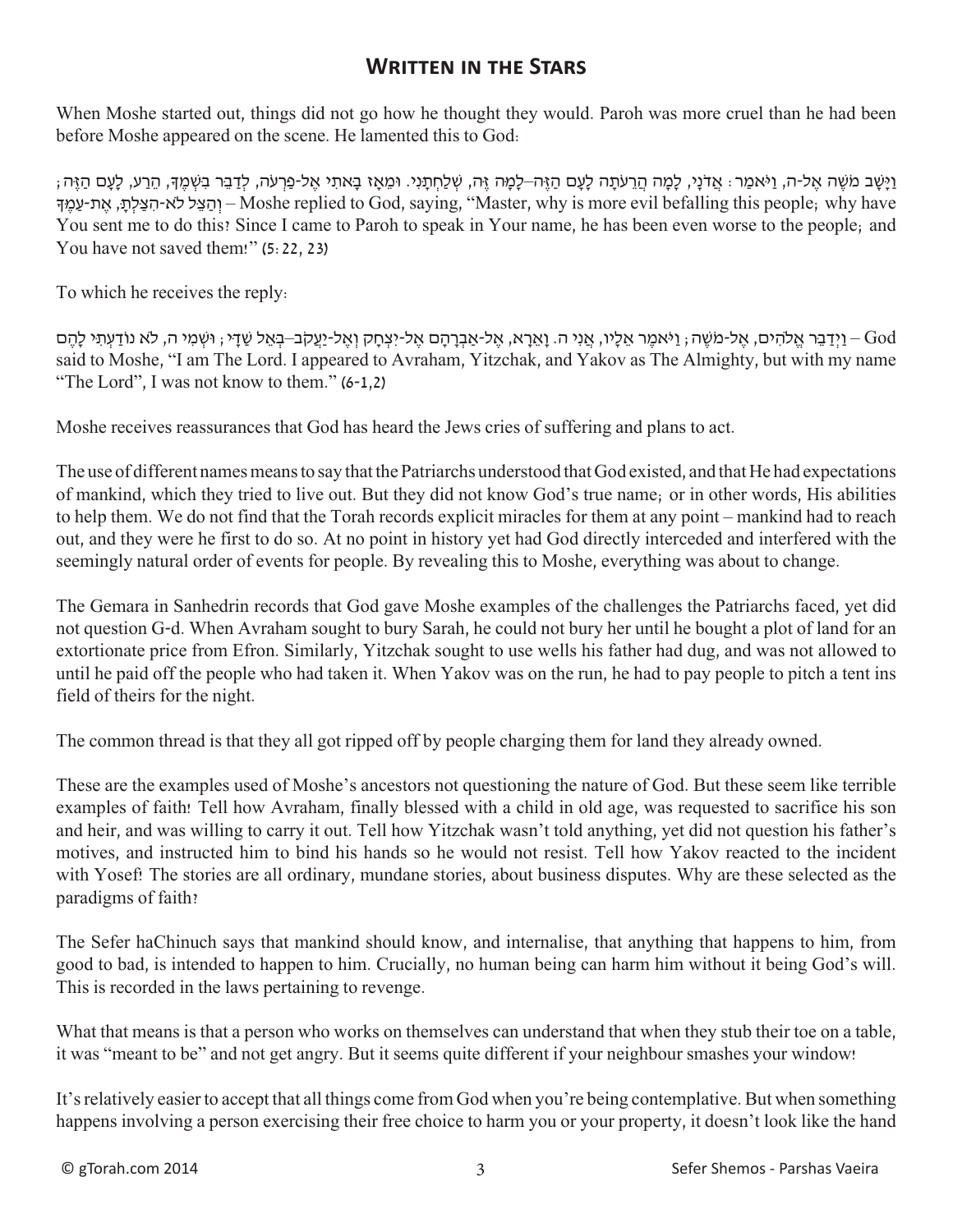## Written in the Stars

When Moshe started out, things did not go how he thought they would. Paroh was more cruel than he had been before Moshe appeared on the scene. He lamented this to God:

וַיָּשָׁב מֹשֶׁה אֶל-ה, וַיֹּאמַר: אֲדֹנָי, לָמָה הֲרֵעֹתָה לָעָם הַזֶּה–לָמָּה זֶּה, שְׁלַחְתָּנִי. וּמֵאָז בָּאתִי אֶל-פַּרְעֹה, לְדַבֵּר בִּשְׁמֶךָ, הֵרַע, לָעָם הַזֶּה; וְהַצֵּל לֹא-הִצַּלְתָּ, אֶת-עַמֶּךָ – Moshe replied to God, saying, "Master, why is more evil befalling this people; why have You sent me to do this? Since I came to Paroh to speak in Your name, he has been even worse to the people; and You have not saved them!" (5:22, 23)

To which he receives the reply:

וַיְדַבֵּר אֱלֹהִים, אֶל-מֹשֶׁה; וַיֹּאמֶר אֵלָיו, אֲנִי ה. וָאֵרָא, אֶל-אַבְרָהָם אֶל-יִצְחָק וְאֶל-יַעֲקֹב–בְּאֵל שַׁדָּי; וּשְׁמִי ה, לֹא נוֹדַעְתִּי לָהֶם – God said to Moshe, "I am The Lord. I appeared to Avraham, Yitzchak, and Yakov as The Almighty, but with my name "The Lord", I was not know to them." (6-1,2)

Moshe receives reassurances that God has heard the Jews cries of suffering and plans to act.

The use of different names means to say that the Patriarchs understood that God existed, and that He had expectations of mankind, which they tried to live out. But they did not know God's true name; or in other words, His abilities to help them. We do not find that the Torah records explicit miracles for them at any point – mankind had to reach out, and they were he first to do so. At no point in history yet had God directly interceded and interfered with the seemingly natural order of events for people. By revealing this to Moshe, everything was about to change.

The Gemara in Sanhedrin records that God gave Moshe examples of the challenges the Patriarchs faced, yet did not question G-d. When Avraham sought to bury Sarah, he could not bury her until he bought a plot of land for an extortionate price from Efron. Similarly, Yitzchak sought to use wells his father had dug, and was not allowed to until he paid off the people who had taken it. When Yakov was on the run, he had to pay people to pitch a tent ins field of theirs for the night.

The common thread is that they all got ripped off by people charging them for land they already owned.

These are the examples used of Moshe's ancestors not questioning the nature of God. But these seem like terrible examples of faith! Tell how Avraham, finally blessed with a child in old age, was requested to sacrifice his son and heir, and was willing to carry it out. Tell how Yitzchak wasn't told anything, yet did not question his father's motives, and instructed him to bind his hands so he would not resist. Tell how Yakov reacted to the incident with Yosef! The stories are all ordinary, mundane stories, about business disputes. Why are these selected as the paradigms of faith?

The Sefer haChinuch says that mankind should know, and internalise, that anything that happens to him, from good to bad, is intended to happen to him. Crucially, no human being can harm him without it being God's will. This is recorded in the laws pertaining to revenge.

What that means is that a person who works on themselves can understand that when they stub their toe on a table, it was "meant to be" and not get angry. But it seems quite different if your neighbour smashes your window!

It's relatively easier to accept that all things come from God when you're being contemplative. But when something happens involving a person exercising their free choice to harm you or your property, it doesn't look like the hand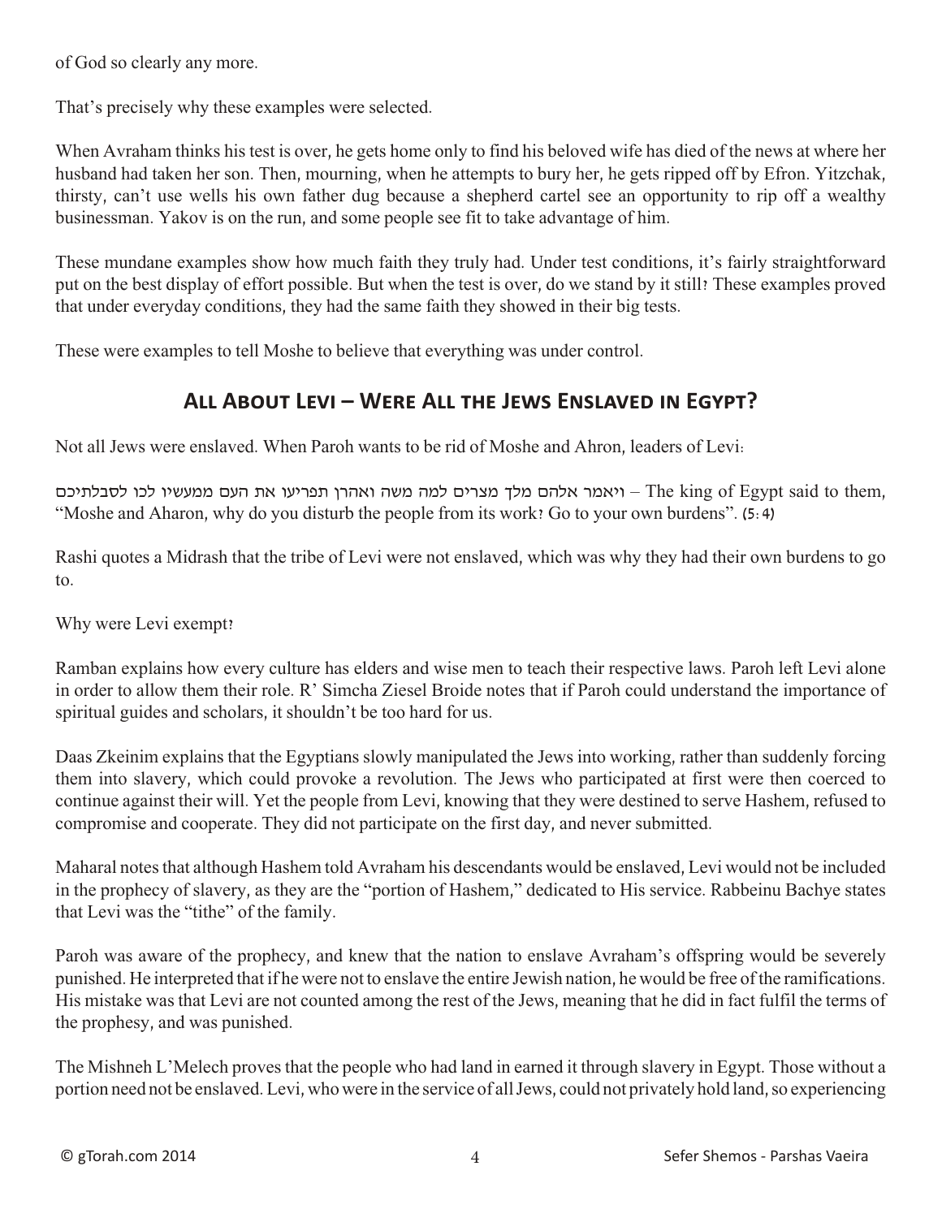of God so clearly any more.

That's precisely why these examples were selected.

When Avraham thinks his test is over, he gets home only to find his beloved wife has died of the news at where her husband had taken her son. Then, mourning, when he attempts to bury her, he gets ripped off by Efron. Yitzchak, thirsty, can't use wells his own father dug because a shepherd cartel see an opportunity to rip off a wealthy businessman. Yakov is on the run, and some people see fit to take advantage of him.

These mundane examples show how much faith they truly had. Under test conditions, it's fairly straightforward put on the best display of effort possible. But when the test is over, do we stand by it still? These examples proved that under everyday conditions, they had the same faith they showed in their big tests.

These were examples to tell Moshe to believe that everything was under control.

## All About Levi – Were All the Jews Enslaved in Egypt?

Not all Jews were enslaved. When Paroh wants to be rid of Moshe and Ahron, leaders of Levi:

ויאמר אלהם מלך מצרים למה משה ואהרן תפריעו את העם ממעשיו לכו לסבלתיכם – The king of Egypt said to them, "Moshe and Aharon, why do you disturb the people from its work? Go to your own burdens". (5:4)

Rashi quotes a Midrash that the tribe of Levi were not enslaved, which was why they had their own burdens to go to.

Why were Levi exempt?

Ramban explains how every culture has elders and wise men to teach their respective laws. Paroh left Levi alone in order to allow them their role. R' Simcha Ziesel Broide notes that if Paroh could understand the importance of spiritual guides and scholars, it shouldn't be too hard for us.

Daas Zkeinim explains that the Egyptians slowly manipulated the Jews into working, rather than suddenly forcing them into slavery, which could provoke a revolution. The Jews who participated at first were then coerced to continue against their will. Yet the people from Levi, knowing that they were destined to serve Hashem, refused to compromise and cooperate. They did not participate on the first day, and never submitted.

Maharal notes that although Hashem told Avraham his descendants would be enslaved, Levi would not be included in the prophecy of slavery, as they are the "portion of Hashem," dedicated to His service. Rabbeinu Bachye states that Levi was the "tithe" of the family.

Paroh was aware of the prophecy, and knew that the nation to enslave Avraham's offspring would be severely punished. He interpreted that if he were not to enslave the entire Jewish nation, he would be free of the ramifications. His mistake was that Levi are not counted among the rest of the Jews, meaning that he did in fact fulfil the terms of the prophesy, and was punished.

The Mishneh L'Melech proves that the people who had land in earned it through slavery in Egypt. Those without a portion need not be enslaved. Levi, who were in the service of all Jews, could not privately hold land, so experiencing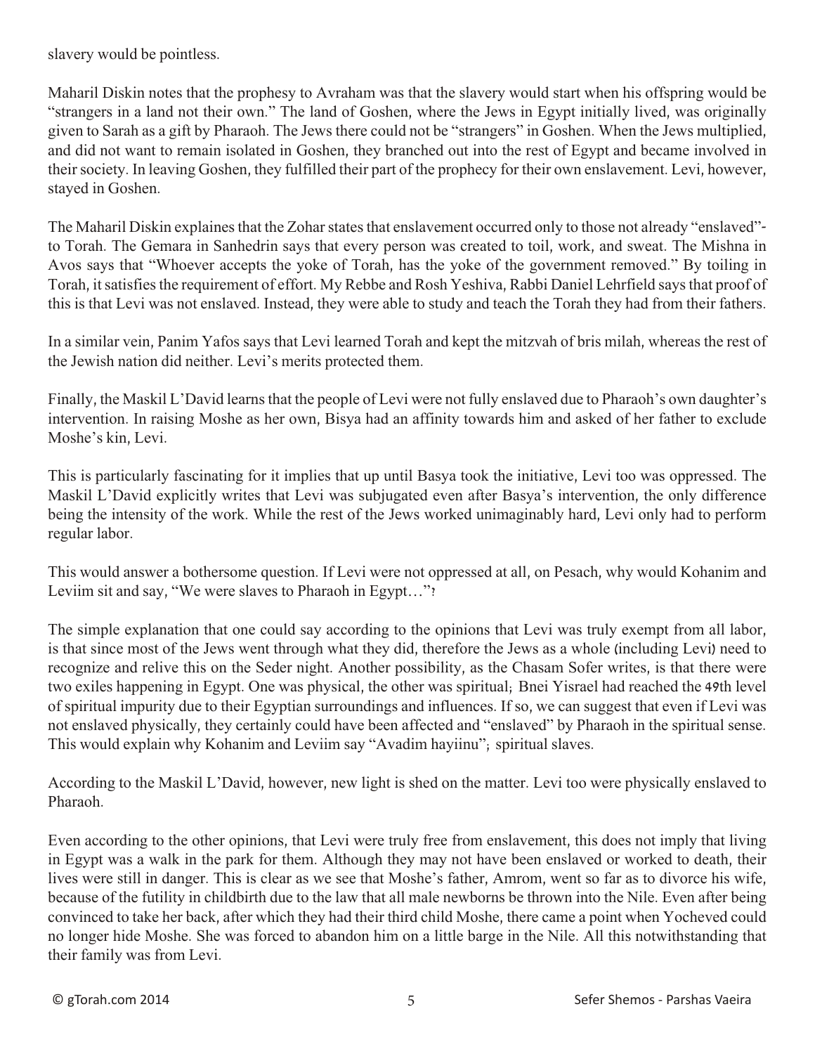slavery would be pointless.

Maharil Diskin notes that the prophesy to Avraham was that the slavery would start when his offspring would be "strangers in a land not their own." The land of Goshen, where the Jews in Egypt initially lived, was originally given to Sarah as a gift by Pharaoh. The Jews there could not be "strangers" in Goshen. When the Jews multiplied, and did not want to remain isolated in Goshen, they branched out into the rest of Egypt and became involved in their society. In leaving Goshen, they fulfilled their part of the prophecy for their own enslavement. Levi, however, stayed in Goshen.

The Maharil Diskin explaines that the Zohar states that enslavement occurred only to those not already "enslaved"- to Torah. The Gemara in Sanhedrin says that every person was created to toil, work, and sweat. The Mishna in Avos says that "Whoever accepts the yoke of Torah, has the yoke of the government removed." By toiling in Torah, it satisfies the requirement of effort. My Rebbe and Rosh Yeshiva, Rabbi Daniel Lehrfield says that proof of this is that Levi was not enslaved. Instead, they were able to study and teach the Torah they had from their fathers.

In a similar vein, Panim Yafos says that Levi learned Torah and kept the mitzvah of bris milah, whereas the rest of the Jewish nation did neither. Levi's merits protected them.

Finally, the Maskil L'David learns that the people of Levi were not fully enslaved due to Pharaoh's own daughter's intervention. In raising Moshe as her own, Bisya had an affinity towards him and asked of her father to exclude Moshe's kin, Levi.

This is particularly fascinating for it implies that up until Basya took the initiative, Levi too was oppressed. The Maskil L'David explicitly writes that Levi was subjugated even after Basya's intervention, the only difference being the intensity of the work. While the rest of the Jews worked unimaginably hard, Levi only had to perform regular labor.

This would answer a bothersome question. If Levi were not oppressed at all, on Pesach, why would Kohanim and Leviim sit and say, "We were slaves to Pharaoh in Egypt…"?

The simple explanation that one could say according to the opinions that Levi was truly exempt from all labor, is that since most of the Jews went through what they did, therefore the Jews as a whole (including Levi) need to recognize and relive this on the Seder night. Another possibility, as the Chasam Sofer writes, is that there were two exiles happening in Egypt. One was physical, the other was spiritual; Bnei Yisrael had reached the 49th level of spiritual impurity due to their Egyptian surroundings and influences. If so, we can suggest that even if Levi was not enslaved physically, they certainly could have been affected and "enslaved" by Pharaoh in the spiritual sense. This would explain why Kohanim and Leviim say "Avadim hayiinu"; spiritual slaves.

According to the Maskil L'David, however, new light is shed on the matter. Levi too were physically enslaved to Pharaoh.

Even according to the other opinions, that Levi were truly free from enslavement, this does not imply that living in Egypt was a walk in the park for them. Although they may not have been enslaved or worked to death, their lives were still in danger. This is clear as we see that Moshe's father, Amrom, went so far as to divorce his wife, because of the futility in childbirth due to the law that all male newborns be thrown into the Nile. Even after being convinced to take her back, after which they had their third child Moshe, there came a point when Yocheved could no longer hide Moshe. She was forced to abandon him on a little barge in the Nile. All this notwithstanding that their family was from Levi.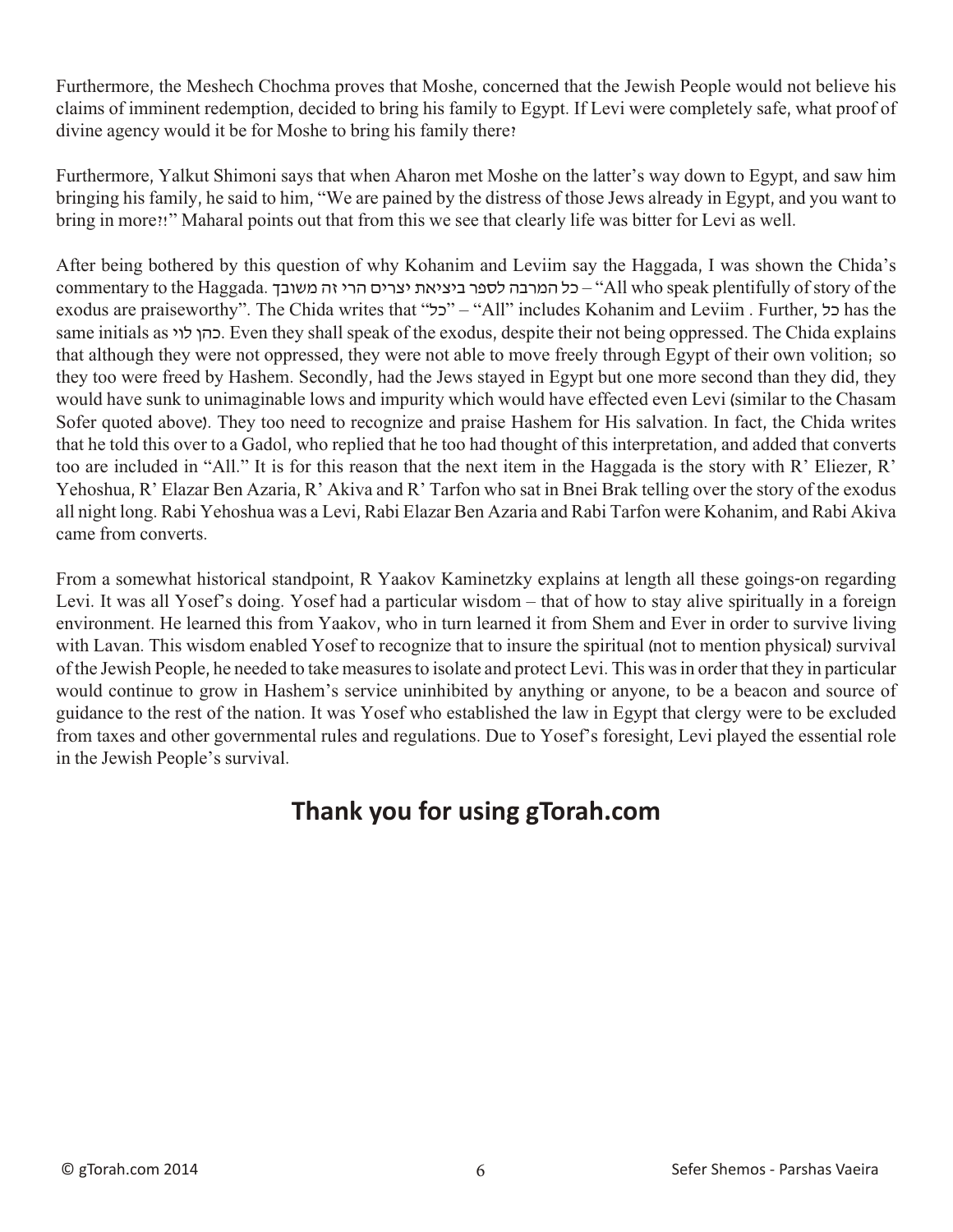Furthermore, the Meshech Chochma proves that Moshe, concerned that the Jewish People would not believe his claims of imminent redemption, decided to bring his family to Egypt. If Levi were completely safe, what proof of divine agency would it be for Moshe to bring his family there?

Furthermore, Yalkut Shimoni says that when Aharon met Moshe on the latter's way down to Egypt, and saw him bringing his family, he said to him, "We are pained by the distress of those Jews already in Egypt, and you want to bring in more?!" Maharal points out that from this we see that clearly life was bitter for Levi as well.

After being bothered by this question of why Kohanim and Leviim say the Haggada, I was shown the Chida's commentary to the Haggada. כל המרבה לספר ביציאת יצרים הרי זה משובך – "All who speak plentifully of story of the exodus are praiseworthy". The Chida writes that "כל" – "All" includes Kohanim and Leviim . Further, כל has the same initials as כהן לוי. Even they shall speak of the exodus, despite their not being oppressed. The Chida explains that although they were not oppressed, they were not able to move freely through Egypt of their own volition; so they too were freed by Hashem. Secondly, had the Jews stayed in Egypt but one more second than they did, they would have sunk to unimaginable lows and impurity which would have effected even Levi (similar to the Chasam Sofer quoted above). They too need to recognize and praise Hashem for His salvation. In fact, the Chida writes that he told this over to a Gadol, who replied that he too had thought of this interpretation, and added that converts too are included in "All." It is for this reason that the next item in the Haggada is the story with R' Eliezer, R' Yehoshua, R' Elazar Ben Azaria, R' Akiva and R' Tarfon who sat in Bnei Brak telling over the story of the exodus all night long. Rabi Yehoshua was a Levi, Rabi Elazar Ben Azaria and Rabi Tarfon were Kohanim, and Rabi Akiva came from converts.

From a somewhat historical standpoint, R Yaakov Kaminetzky explains at length all these goings-on regarding Levi. It was all Yosef's doing. Yosef had a particular wisdom – that of how to stay alive spiritually in a foreign environment. He learned this from Yaakov, who in turn learned it from Shem and Ever in order to survive living with Lavan. This wisdom enabled Yosef to recognize that to insure the spiritual (not to mention physical) survival of the Jewish People, he needed to take measures to isolate and protect Levi. This was in order that they in particular would continue to grow in Hashem's service uninhibited by anything or anyone, to be a beacon and source of guidance to the rest of the nation. It was Yosef who established the law in Egypt that clergy were to be excluded from taxes and other governmental rules and regulations. Due to Yosef's foresight, Levi played the essential role in the Jewish People's survival.

## Thank you for using gTorah.com